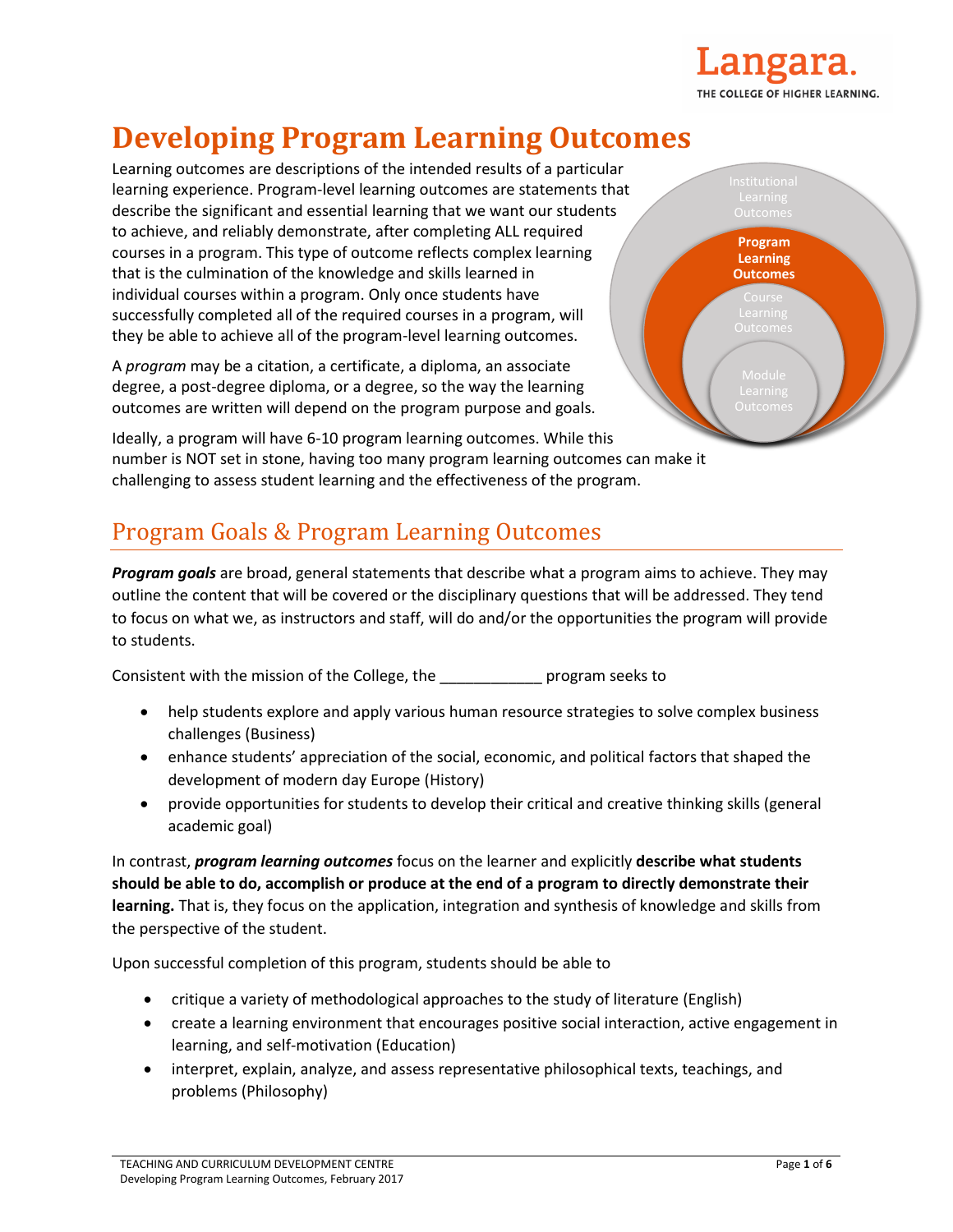# Developing Program Learning Outcomes

Learning outcomes are descriptions of the intended results of a particular learning experience. Program-level learning outcomes are statements that describe the significant and essential learning that we want our students to achieve, and reliably demonstrate, after completing ALL required courses in a program. This type of outcome reflects complex learning that is the culmination of the knowledge and skills learned in individual courses within a program. Only once students have successfully completed all of the required courses in a program, will they be able to achieve all of the program-level learning outcomes.

Institutional Learning Outcomes

**Program Learning Outcomes**

Course Learning Outcomes

Module Learning Outcomes

A *program* may be a citation, a certificate, a diploma, an associate degree, a post-degree diploma, or a degree, so the way the learning outcomes are written will depend on the program purpose and goals.

Ideally, a program will have 6-10 program learning outcomes. While this number is NOT set in stone, having too many program learning outcomes can make it challenging to assess student learning and the effectiveness of the program.

## Program Goals & Program Learning Outcomes

***Program goals*** are broad, general statements that describe what a program aims to achieve. They may outline the content that will be covered or the disciplinary questions that will be addressed. They tend to focus on what we, as instructors and staff, will do and/or the opportunities the program will provide to students.

Consistent with the mission of the College, the ____________ program seeks to

- help students explore and apply various human resource strategies to solve complex business challenges (Business)
- enhance students' appreciation of the social, economic, and political factors that shaped the development of modern day Europe (History)
- provide opportunities for students to develop their critical and creative thinking skills (general academic goal)

In contrast, ***program learning outcomes*** focus on the learner and explicitly **describe what students should be able to do, accomplish or produce at the end of a program to directly demonstrate their learning.** That is, they focus on the application, integration and synthesis of knowledge and skills from the perspective of the student.

Upon successful completion of this program, students should be able to

- critique a variety of methodological approaches to the study of literature (English)
- create a learning environment that encourages positive social interaction, active engagement in learning, and self-motivation (Education)
- interpret, explain, analyze, and assess representative philosophical texts, teachings, and problems (Philosophy)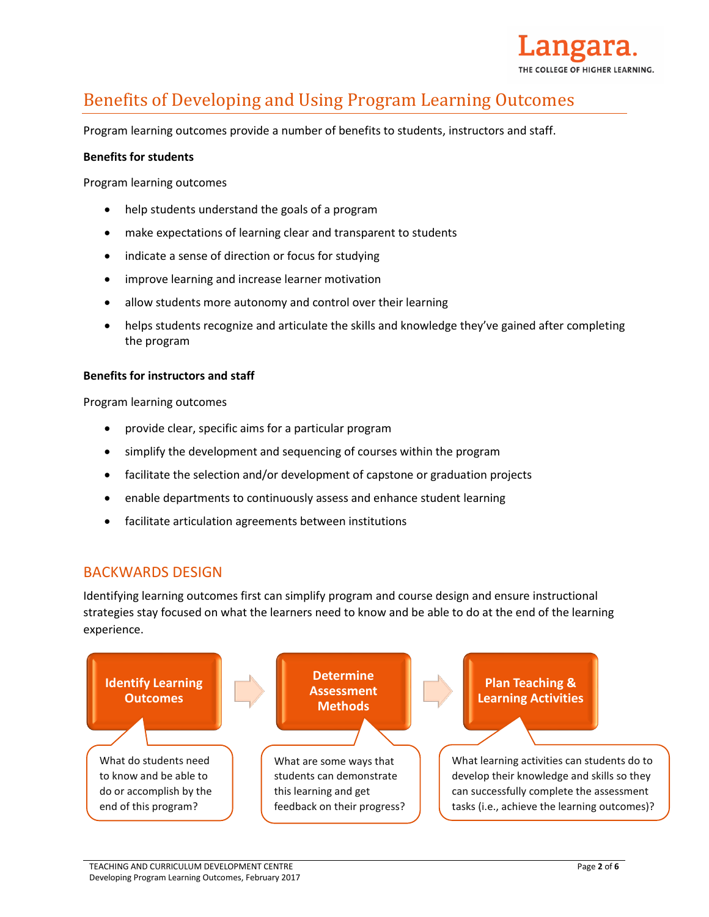# Benefits of Developing and Using Program Learning Outcomes

Program learning outcomes provide a number of benefits to students, instructors and staff.

**Benefits for students**

Program learning outcomes

- help students understand the goals of a program
- make expectations of learning clear and transparent to students
- indicate a sense of direction or focus for studying
- improve learning and increase learner motivation
- allow students more autonomy and control over their learning
- helps students recognize and articulate the skills and knowledge they've gained after completing the program

**Benefits for instructors and staff**

Program learning outcomes

- provide clear, specific aims for a particular program
- simplify the development and sequencing of courses within the program
- facilitate the selection and/or development of capstone or graduation projects
- enable departments to continuously assess and enhance student learning
- facilitate articulation agreements between institutions

## BACKWARDS DESIGN

Identifying learning outcomes first can simplify program and course design and ensure instructional strategies stay focused on what the learners need to know and be able to do at the end of the learning experience.

**Identify Learning Outcomes** → **Determine Assessment Methods** → **Plan Teaching & Learning Activities**

- **Identify Learning Outcomes:** What do students need to know and be able to do or accomplish by the end of this program?
- **Determine Assessment Methods:** What are some ways that students can demonstrate this learning and get feedback on their progress?
- **Plan Teaching & Learning Activities:** What learning activities can students do to develop their knowledge and skills so they can successfully complete the assessment tasks (i.e., achieve the learning outcomes)?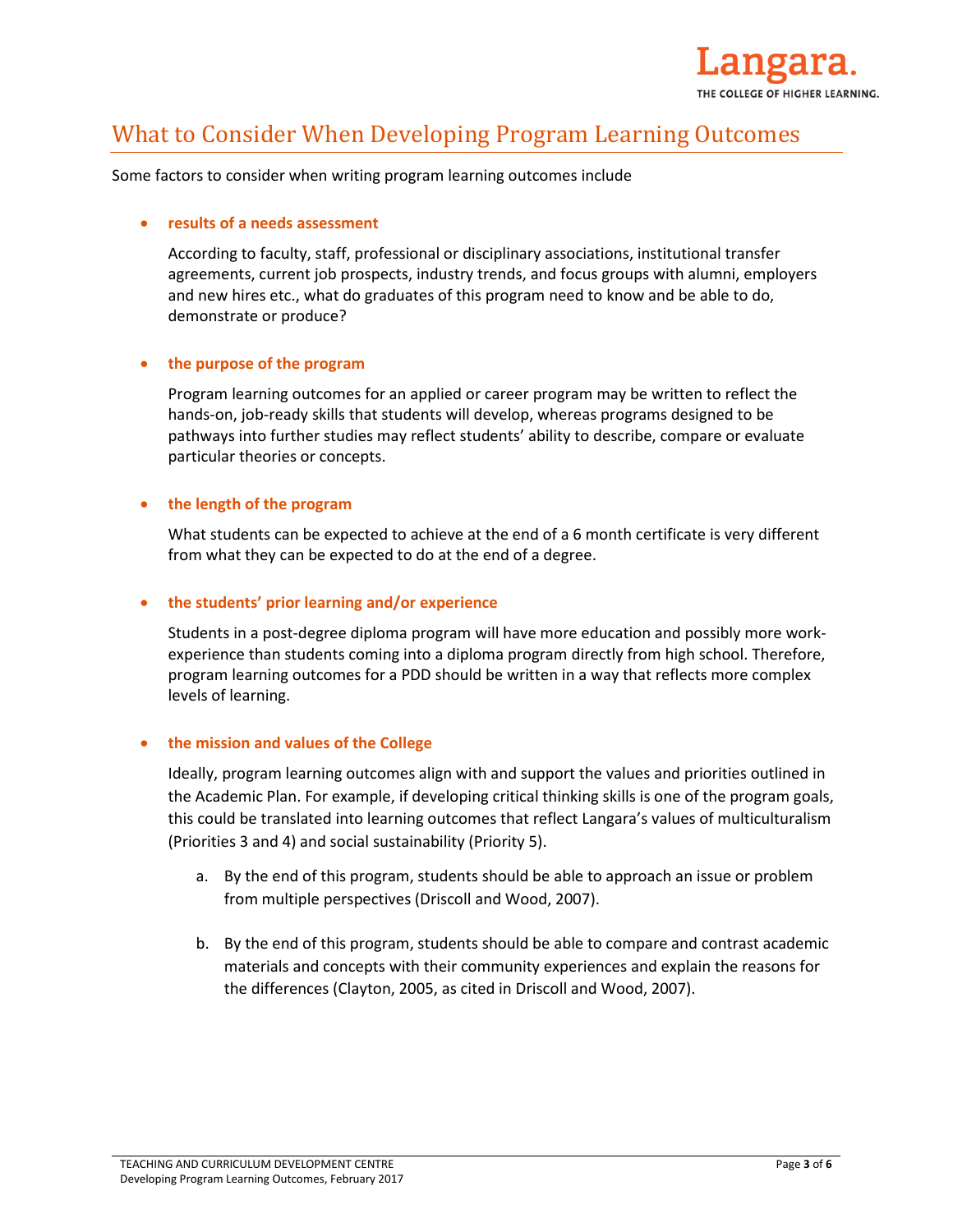# What to Consider When Developing Program Learning Outcomes

Some factors to consider when writing program learning outcomes include

- **results of a needs assessment**

  According to faculty, staff, professional or disciplinary associations, institutional transfer agreements, current job prospects, industry trends, and focus groups with alumni, employers and new hires etc., what do graduates of this program need to know and be able to do, demonstrate or produce?

- **the purpose of the program**

  Program learning outcomes for an applied or career program may be written to reflect the hands-on, job-ready skills that students will develop, whereas programs designed to be pathways into further studies may reflect students' ability to describe, compare or evaluate particular theories or concepts.

- **the length of the program**

  What students can be expected to achieve at the end of a 6 month certificate is very different from what they can be expected to do at the end of a degree.

- **the students' prior learning and/or experience**

  Students in a post-degree diploma program will have more education and possibly more work-experience than students coming into a diploma program directly from high school. Therefore, program learning outcomes for a PDD should be written in a way that reflects more complex levels of learning.

- **the mission and values of the College**

  Ideally, program learning outcomes align with and support the values and priorities outlined in the Academic Plan. For example, if developing critical thinking skills is one of the program goals, this could be translated into learning outcomes that reflect Langara's values of multiculturalism (Priorities 3 and 4) and social sustainability (Priority 5).

  a. By the end of this program, students should be able to approach an issue or problem from multiple perspectives (Driscoll and Wood, 2007).

  b. By the end of this program, students should be able to compare and contrast academic materials and concepts with their community experiences and explain the reasons for the differences (Clayton, 2005, as cited in Driscoll and Wood, 2007).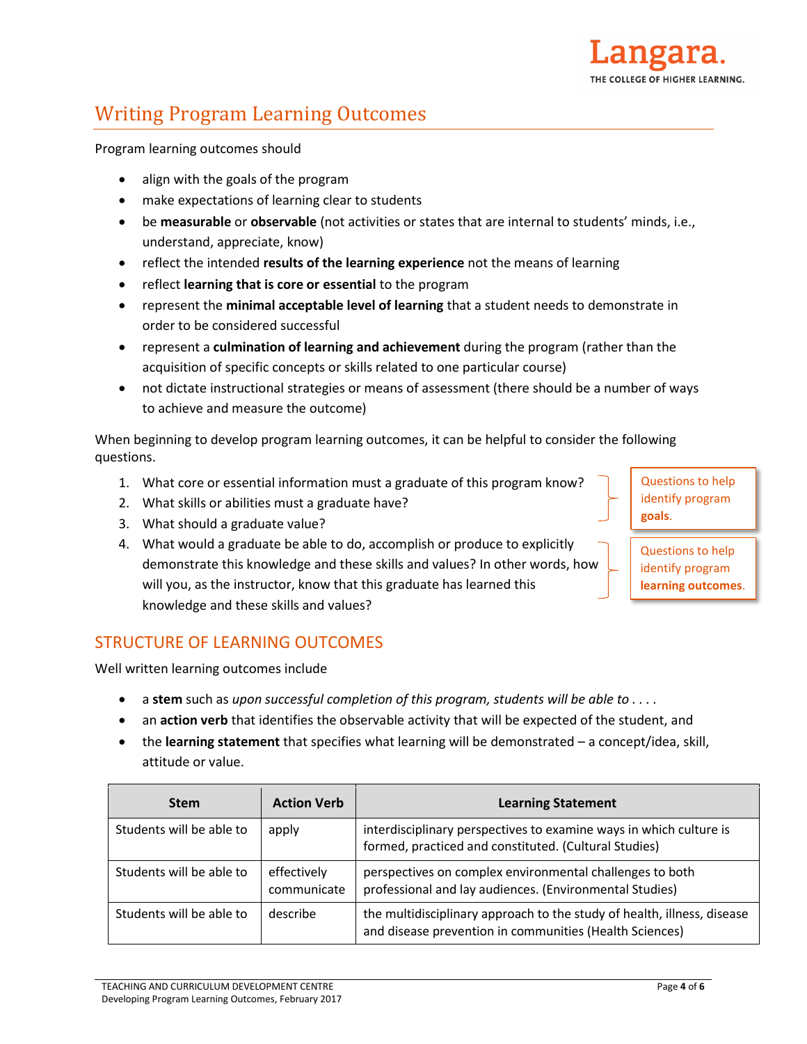# Writing Program Learning Outcomes

Program learning outcomes should

- align with the goals of the program
- make expectations of learning clear to students
- be **measurable** or **observable** (not activities or states that are internal to students' minds, i.e., understand, appreciate, know)
- reflect the intended **results of the learning experience** not the means of learning
- reflect **learning that is core or essential** to the program
- represent the **minimal acceptable level of learning** that a student needs to demonstrate in order to be considered successful
- represent a **culmination of learning and achievement** during the program (rather than the acquisition of specific concepts or skills related to one particular course)
- not dictate instructional strategies or means of assessment (there should be a number of ways to achieve and measure the outcome)

When beginning to develop program learning outcomes, it can be helpful to consider the following questions.

1. What core or essential information must a graduate of this program know?
2. What skills or abilities must a graduate have?
3. What should a graduate value?

*Questions to help identify program **goals**.*

4. What would a graduate be able to do, accomplish or produce to explicitly demonstrate this knowledge and these skills and values? In other words, how will you, as the instructor, know that this graduate has learned this knowledge and these skills and values?

*Questions to help identify program **learning outcomes**.*

## STRUCTURE OF LEARNING OUTCOMES

Well written learning outcomes include

- a **stem** such as *upon successful completion of this program, students will be able to . . . .*
- an **action verb** that identifies the observable activity that will be expected of the student, and
- the **learning statement** that specifies what learning will be demonstrated – a concept/idea, skill, attitude or value.

| Stem | Action Verb | Learning Statement |
|---|---|---|
| Students will be able to | apply | interdisciplinary perspectives to examine ways in which culture is formed, practiced and constituted. (Cultural Studies) |
| Students will be able to | effectively communicate | perspectives on complex environmental challenges to both professional and lay audiences. (Environmental Studies) |
| Students will be able to | describe | the multidisciplinary approach to the study of health, illness, disease and disease prevention in communities (Health Sciences) |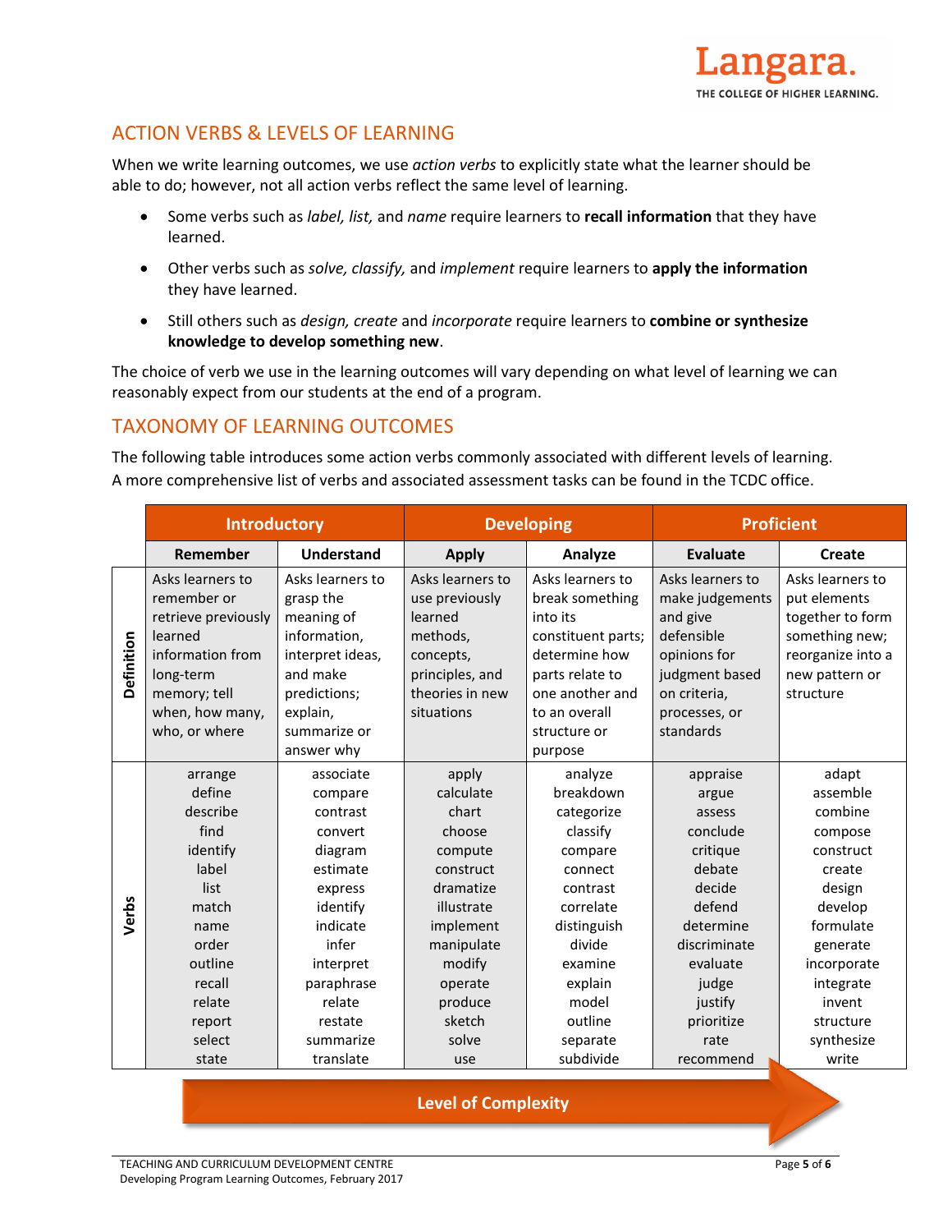## ACTION VERBS & LEVELS OF LEARNING

When we write learning outcomes, we use *action verbs* to explicitly state what the learner should be able to do; however, not all action verbs reflect the same level of learning.

- Some verbs such as *label, list,* and *name* require learners to **recall information** that they have learned.
- Other verbs such as *solve, classify,* and *implement* require learners to **apply the information** they have learned.
- Still others such as *design, create* and *incorporate* require learners to **combine or synthesize knowledge to develop something new**.

The choice of verb we use in the learning outcomes will vary depending on what level of learning we can reasonably expect from our students at the end of a program.

## TAXONOMY OF LEARNING OUTCOMES

The following table introduces some action verbs commonly associated with different levels of learning. A more comprehensive list of verbs and associated assessment tasks can be found in the TCDC office.

| | **Introductory** | | **Developing** | | **Proficient** | |
|---|---|---|---|---|---|---|
| | **Remember** | **Understand** | **Apply** | **Analyze** | **Evaluate** | **Create** |
| **Definition** | Asks learners to remember or retrieve previously learned information from long-term memory; tell when, how many, who, or where | Asks learners to grasp the meaning of information, interpret ideas, and make predictions; explain, summarize or answer why | Asks learners to use previously learned methods, concepts, principles, and theories in new situations | Asks learners to break something into its constituent parts; determine how parts relate to one another and to an overall structure or purpose | Asks learners to make judgements and give defensible opinions for judgment based on criteria, processes, or standards | Asks learners to put elements together to form something new; reorganize into a new pattern or structure |
| **Verbs** | arrange<br>define<br>describe<br>find<br>identify<br>label<br>list<br>match<br>name<br>order<br>outline<br>recall<br>relate<br>report<br>select<br>state | associate<br>compare<br>contrast<br>convert<br>diagram<br>estimate<br>express<br>identify<br>indicate<br>infer<br>interpret<br>paraphrase<br>relate<br>restate<br>summarize<br>translate | apply<br>calculate<br>chart<br>choose<br>compute<br>construct<br>dramatize<br>illustrate<br>implement<br>manipulate<br>modify<br>operate<br>produce<br>sketch<br>solve<br>use | analyze<br>breakdown<br>categorize<br>classify<br>compare<br>connect<br>contrast<br>correlate<br>distinguish<br>divide<br>examine<br>explain<br>model<br>outline<br>separate<br>subdivide | appraise<br>argue<br>assess<br>conclude<br>critique<br>debate<br>decide<br>defend<br>determine<br>discriminate<br>evaluate<br>judge<br>justify<br>prioritize<br>rate<br>recommend | adapt<br>assemble<br>combine<br>compose<br>construct<br>create<br>design<br>develop<br>formulate<br>generate<br>incorporate<br>integrate<br>invent<br>structure<br>synthesize<br>write |

**Level of Complexity** →

TEACHING AND CURRICULUM DEVELOPMENT CENTRE
Developing Program Learning Outcomes, February 2017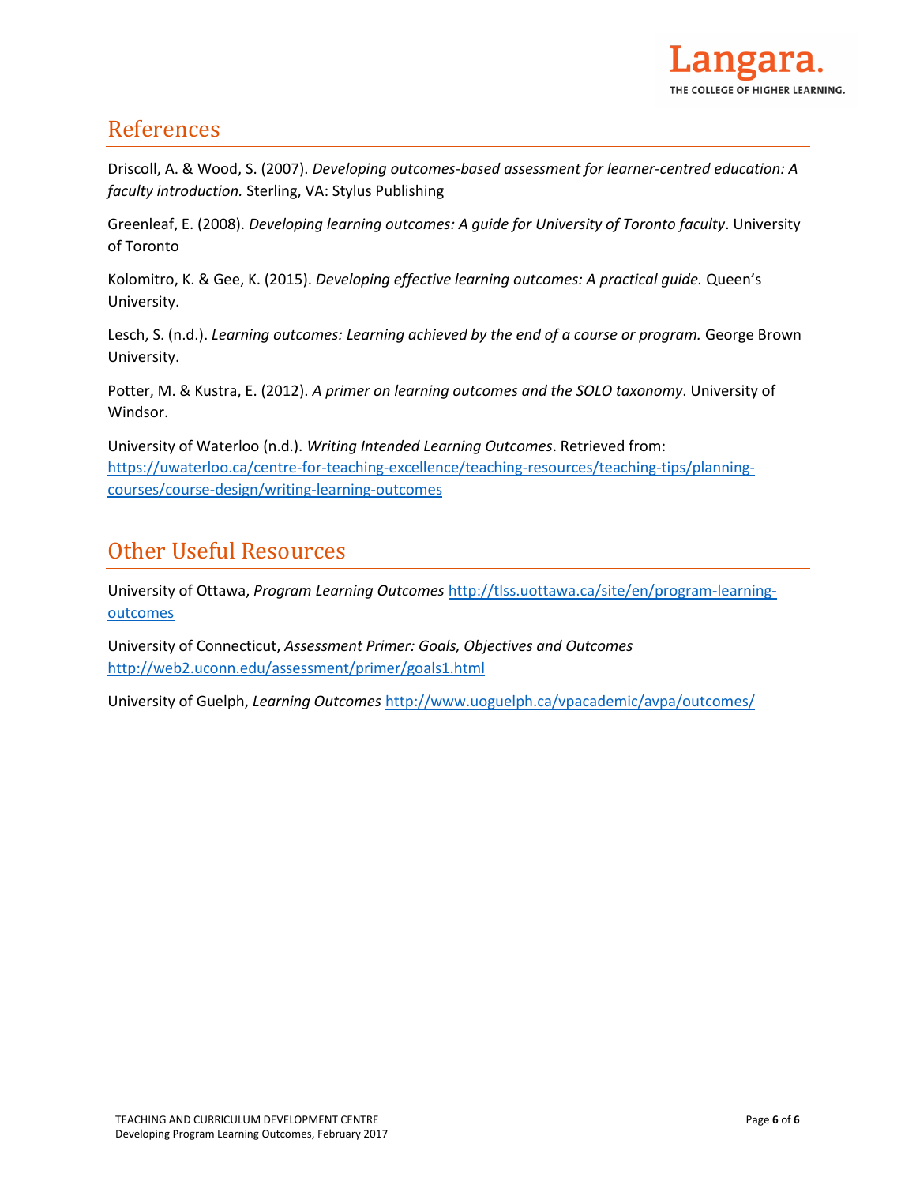## References

Driscoll, A. & Wood, S. (2007). *Developing outcomes-based assessment for learner-centred education: A faculty introduction.* Sterling, VA: Stylus Publishing

Greenleaf, E. (2008). *Developing learning outcomes: A guide for University of Toronto faculty*. University of Toronto

Kolomitro, K. & Gee, K. (2015). *Developing effective learning outcomes: A practical guide.* Queen's University.

Lesch, S. (n.d.). *Learning outcomes: Learning achieved by the end of a course or program.* George Brown University.

Potter, M. & Kustra, E. (2012). *A primer on learning outcomes and the SOLO taxonomy*. University of Windsor.

University of Waterloo (n.d.). *Writing Intended Learning Outcomes*. Retrieved from: https://uwaterloo.ca/centre-for-teaching-excellence/teaching-resources/teaching-tips/planning-courses/course-design/writing-learning-outcomes

## Other Useful Resources

University of Ottawa, *Program Learning Outcomes* http://tlss.uottawa.ca/site/en/program-learning-outcomes

University of Connecticut, *Assessment Primer: Goals, Objectives and Outcomes* http://web2.uconn.edu/assessment/primer/goals1.html

University of Guelph, *Learning Outcomes* http://www.uoguelph.ca/vpacademic/avpa/outcomes/